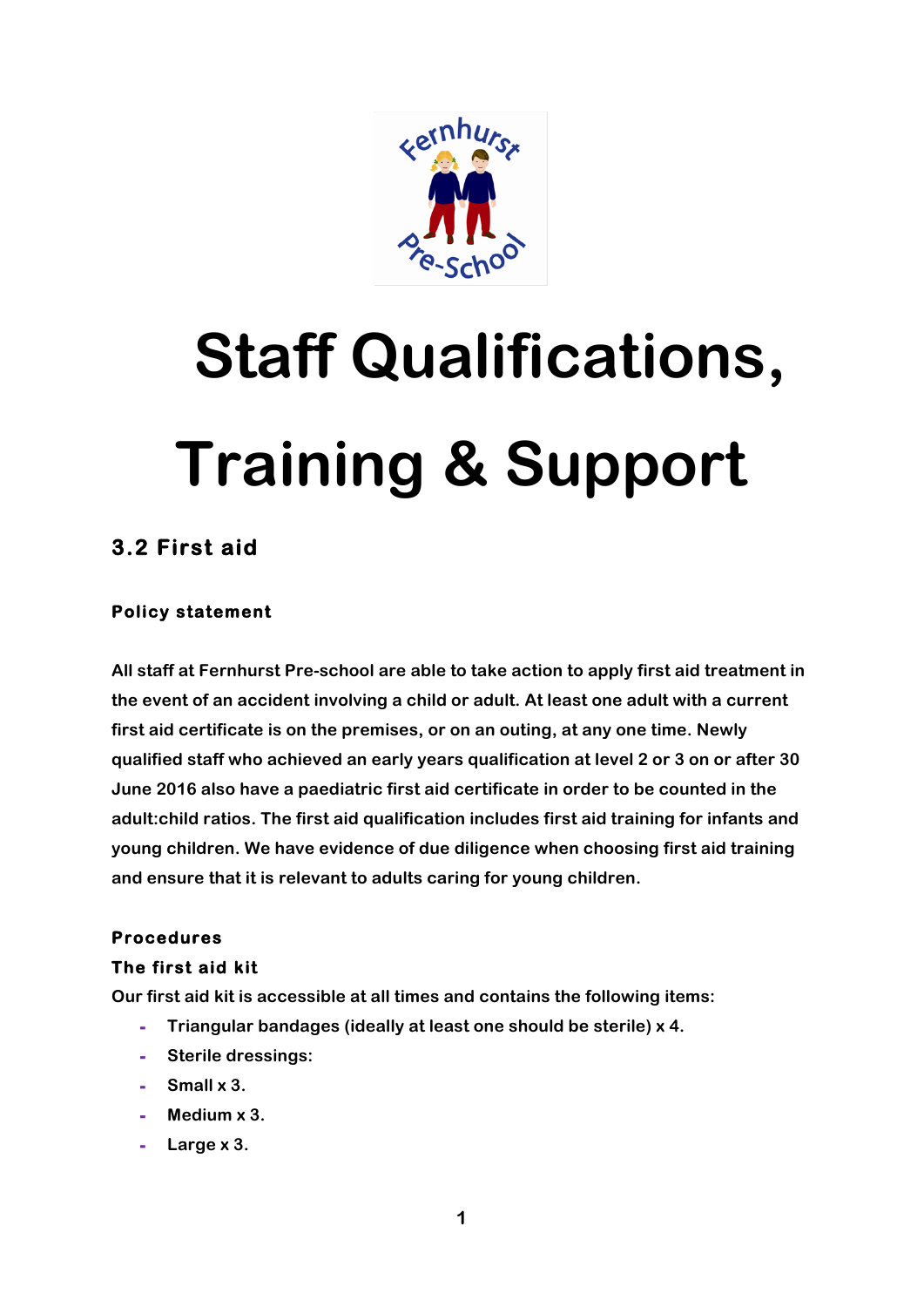# Staff Qualifications, Training & Support

## 3.2 First aid

### Policy statement

All staff at Fernhurst Pre-school are able to take action to apply first aid treatment in the event of an accident involving a child or adult. At least one adult with a current first aid certificate is on the premises, or on an outing, at any one time. Newly qualified staff who achieved an early years qualification at level 2 or 3 on or after 30 June 2016 also have a paediatric first aid certificate in order to be counted in the adult:child ratios. The first aid qualification includes first aid training for infants and young children. We have evidence of due diligence when choosing first aid training and ensure that it is relevant to adults caring for young children.

### Procedures

### The first aid kit

Our first aid kit is accessible at all times and contains the following items:

- Triangular bandages (ideally at least one should be sterile) x 4.
- Sterile dressings:
- Small x 3.
- Medium x 3.
- Large x 3.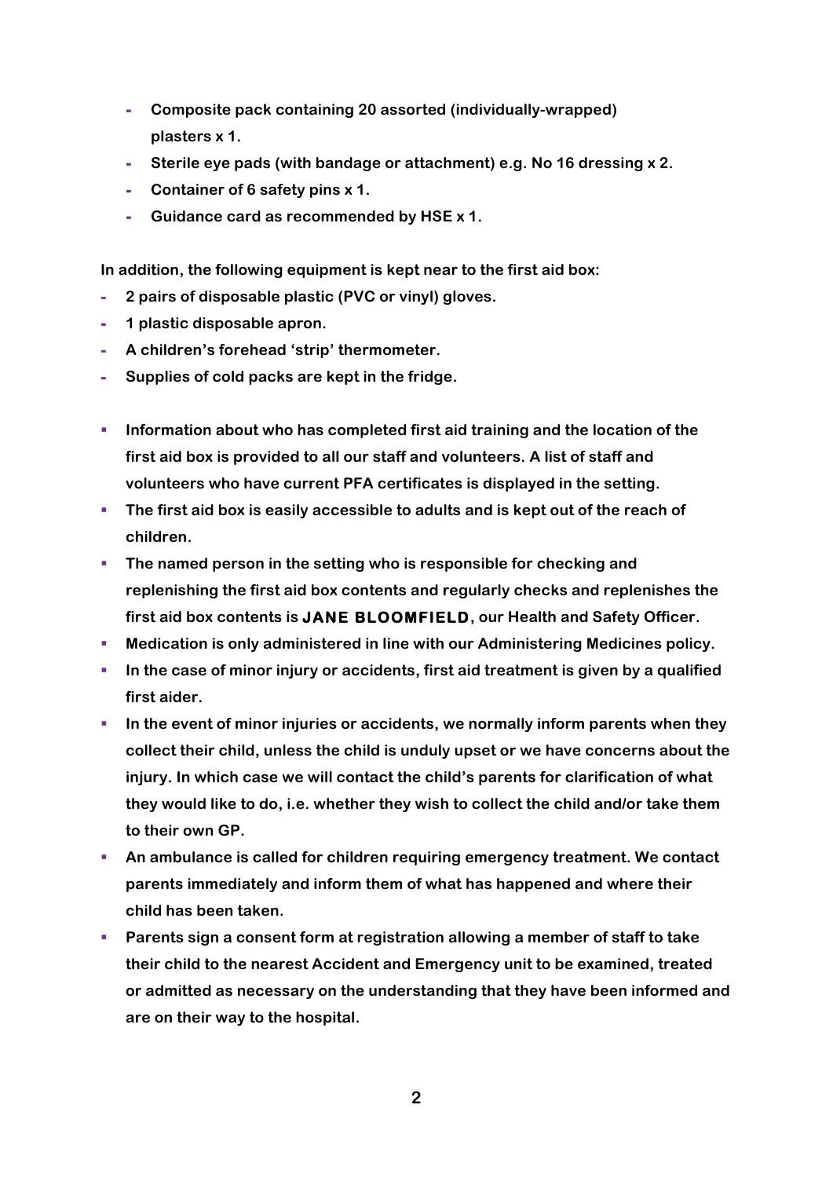- Composite pack containing 20 assorted (individually-wrapped) plasters x 1.
- Sterile eye pads (with bandage or attachment) e.g. No 16 dressing x 2.
- Container of 6 safety pins x 1.
- Guidance card as recommended by HSE x 1.

In addition, the following equipment is kept near to the first aid box:

- 2 pairs of disposable plastic (PVC or vinyl) gloves.
- 1 plastic disposable apron.
- A children's forehead 'strip' thermometer.
- Supplies of cold packs are kept in the fridge.

- Information about who has completed first aid training and the location of the first aid box is provided to all our staff and volunteers. A list of staff and volunteers who have current PFA certificates is displayed in the setting.
- The first aid box is easily accessible to adults and is kept out of the reach of children.
- The named person in the setting who is responsible for checking and replenishing the first aid box contents and regularly checks and replenishes the first aid box contents is **JANE BLOOMFIELD**, our Health and Safety Officer.
- Medication is only administered in line with our Administering Medicines policy.
- In the case of minor injury or accidents, first aid treatment is given by a qualified first aider.
- In the event of minor injuries or accidents, we normally inform parents when they collect their child, unless the child is unduly upset or we have concerns about the injury. In which case we will contact the child's parents for clarification of what they would like to do, i.e. whether they wish to collect the child and/or take them to their own GP.
- An ambulance is called for children requiring emergency treatment. We contact parents immediately and inform them of what has happened and where their child has been taken.
- Parents sign a consent form at registration allowing a member of staff to take their child to the nearest Accident and Emergency unit to be examined, treated or admitted as necessary on the understanding that they have been informed and are on their way to the hospital.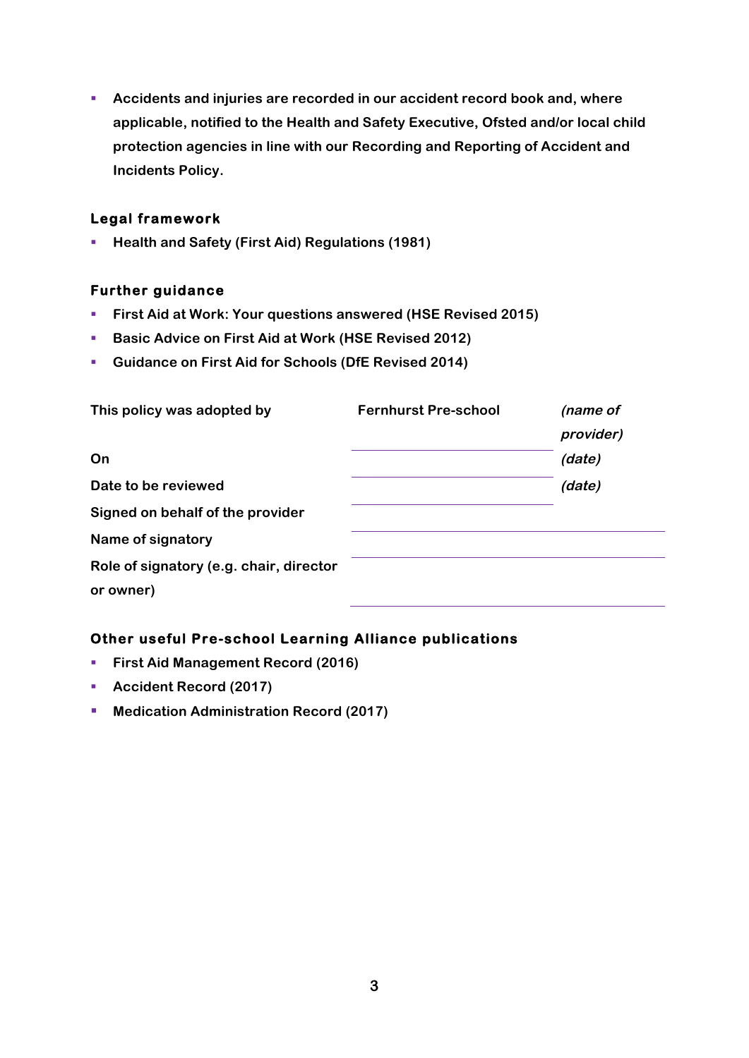- Accidents and injuries are recorded in our accident record book and, where applicable, notified to the Health and Safety Executive, Ofsted and/or local child protection agencies in line with our Recording and Reporting of Accident and Incidents Policy.

### Legal framework

- Health and Safety (First Aid) Regulations (1981)

### Further guidance

- First Aid at Work: Your questions answered (HSE Revised 2015)
- Basic Advice on First Aid at Work (HSE Revised 2012)
- Guidance on First Aid for Schools (DfE Revised 2014)

| | | |
|---|---|---|
| This policy was adopted by | Fernhurst Pre-school | *(name of provider)* |
| On | | *(date)* |
| Date to be reviewed | | *(date)* |
| Signed on behalf of the provider | | |
| Name of signatory | | |
| Role of signatory (e.g. chair, director or owner) | | |

### Other useful Pre-school Learning Alliance publications

- First Aid Management Record (2016)
- Accident Record (2017)
- Medication Administration Record (2017)